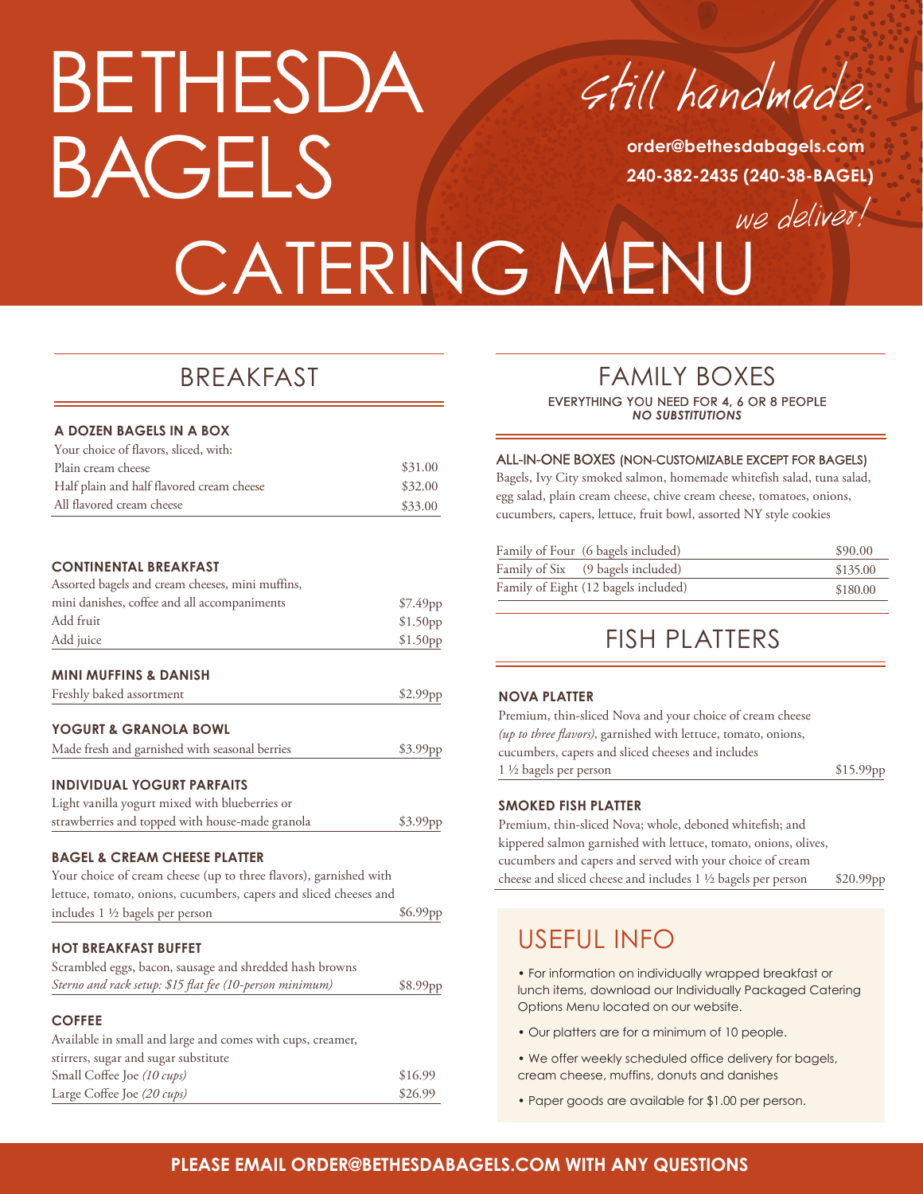# BETHESDA BAGELS

*Still handmade.*

**order@bethesdabagels.com**
**240-382-2435 (240-38-BAGEL)**

*we deliver!*

# CATERING MENU

## BREAKFAST

### A DOZEN BAGELS IN A BOX

Your choice of flavors, sliced, with:

| | |
|---|---|
| Plain cream cheese | $31.00 |
| Half plain and half flavored cream cheese | $32.00 |
| All flavored cream cheese | $33.00 |

### CONTINENTAL BREAKFAST

| | |
|---|---|
| Assorted bagels and cream cheeses, mini muffins, mini danishes, coffee and all accompaniments | $7.49pp |
| Add fruit | $1.50pp |
| Add juice | $1.50pp |

### MINI MUFFINS & DANISH

Freshly baked assortment — $2.99pp

### YOGURT & GRANOLA BOWL

Made fresh and garnished with seasonal berries — $3.99pp

### INDIVIDUAL YOGURT PARFAITS

Light vanilla yogurt mixed with blueberries or strawberries and topped with house-made granola — $3.99pp

### BAGEL & CREAM CHEESE PLATTER

Your choice of cream cheese (up to three flavors), garnished with lettuce, tomato, onions, cucumbers, capers and sliced cheeses and includes 1 ½ bagels per person — $6.99pp

### HOT BREAKFAST BUFFET

Scrambled eggs, bacon, sausage and shredded hash browns
*Sterno and rack setup: $15 flat fee (10-person minimum)* — $8.99pp

### COFFEE

Available in small and large and comes with cups, creamer, stirrers, sugar and sugar substitute

| | |
|---|---|
| Small Coffee Joe *(10 cups)* | $16.99 |
| Large Coffee Joe *(20 cups)* | $26.99 |

## FAMILY BOXES

EVERYTHING YOU NEED FOR 4, 6 OR 8 PEOPLE
***NO SUBSTITUTIONS***

### ALL-IN-ONE BOXES (NON-CUSTOMIZABLE EXCEPT FOR BAGELS)

Bagels, Ivy City smoked salmon, homemade whitefish salad, tuna salad, egg salad, plain cream cheese, chive cream cheese, tomatoes, onions, cucumbers, capers, lettuce, fruit bowl, assorted NY style cookies

| | |
|---|---|
| Family of Four (6 bagels included) | $90.00 |
| Family of Six (9 bagels included) | $135.00 |
| Family of Eight (12 bagels included) | $180.00 |

## FISH PLATTERS

### NOVA PLATTER

Premium, thin-sliced Nova and your choice of cream cheese *(up to three flavors)*, garnished with lettuce, tomato, onions, cucumbers, capers and sliced cheeses and includes 1 ½ bagels per person — $15.99pp

### SMOKED FISH PLATTER

Premium, thin-sliced Nova; whole, deboned whitefish; and kippered salmon garnished with lettuce, tomato, onions, olives, cucumbers and capers and served with your choice of cream cheese and sliced cheese and includes 1 ½ bagels per person — $20.99pp

## USEFUL INFO

- For information on individually wrapped breakfast or lunch items, download our Individually Packaged Catering Options Menu located on our website.
- Our platters are for a minimum of 10 people.
- We offer weekly scheduled office delivery for bagels, cream cheese, muffins, donuts and danishes
- Paper goods are available for $1.00 per person.

**PLEASE EMAIL ORDER@BETHESDABAGELS.COM WITH ANY QUESTIONS**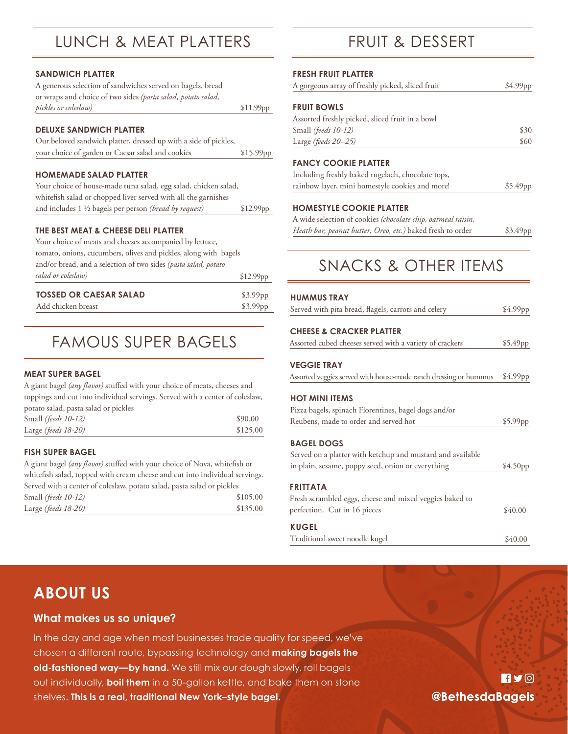# LUNCH & MEAT PLATTERS

### SANDWICH PLATTER

A generous selection of sandwiches served on bagels, bread or wraps and choice of two sides *(pasta salad, potato salad, pickles or coleslaw)* $11.99pp

### DELUXE SANDWICH PLATTER

Our beloved sandwich platter, dressed up with a side of pickles, your choice of garden or Caesar salad and cookies $15.99pp

### HOMEMADE SALAD PLATTER

Your choice of house-made tuna salad, egg salad, chicken salad, whitefish salad or chopped liver served with all the garnishes and includes 1 ½ bagels per person *(bread by request)* $12.99pp

### THE BEST MEAT & CHEESE DELI PLATTER

Your choice of meats and cheeses accompanied by lettuce, tomato, onions, cucumbers, olives and pickles, along with bagels and/or bread, and a selection of two sides *(pasta salad, potato salad or coleslaw)* $12.99pp

### TOSSED OR CAESAR SALAD

$3.99pp

Add chicken breast $3.99pp

# FAMOUS SUPER BAGELS

### MEAT SUPER BAGEL

A giant bagel *(any flavor)* stuffed with your choice of meats, cheeses and toppings and cut into individual servings. Served with a center of coleslaw, potato salad, pasta salad or pickles

Small *(feeds 10-12)* $90.00

Large *(feeds 18-20)* $125.00

### FISH SUPER BAGEL

A giant bagel *(any flavor)* stuffed with your choice of Nova, whitefish or whitefish salad, topped with cream cheese and cut into individual servings. Served with a center of coleslaw, potato salad, pasta salad or pickles

Small *(feeds 10-12)* $105.00

Large *(feeds 18-20)* $135.00

# FRUIT & DESSERT

### FRESH FRUIT PLATTER

A gorgeous array of freshly picked, sliced fruit $4.99pp

### FRUIT BOWLS

Assorted freshly picked, sliced fruit in a bowl

Small *(feeds 10-12)* $30

Large *(feeds 20–25)* $60

### FANCY COOKIE PLATTER

Including freshly baked rugelach, chocolate tops, rainbow layer, mini homestyle cookies and more! $5.49pp

### HOMESTYLE COOKIE PLATTER

A wide selection of cookies *(chocolate chip, oatmeal raisin, Heath bar, peanut butter, Oreo, etc.)* baked fresh to order $3.49pp

# SNACKS & OTHER ITEMS

### HUMMUS TRAY

Served with pita bread, flagels, carrots and celery $4.99pp

### CHEESE & CRACKER PLATTER

Assorted cubed cheeses served with a variety of crackers $5.49pp

### VEGGIE TRAY

Assorted veggies served with house-made ranch dressing or hummus $4.99pp

### HOT MINI ITEMS

Pizza bagels, spinach Florentines, bagel dogs and/or Reubens, made to order and served hot $5.99pp

### BAGEL DOGS

Served on a platter with ketchup and mustard and available in plain, sesame, poppy seed, onion or everything $4.50pp

### FRITTATA

Fresh scrambled eggs, cheese and mixed veggies baked to perfection. Cut in 16 pieces $40.00

### KUGEL

Traditional sweet noodle kugel $40.00

# ABOUT US

## What makes us so unique?

In the day and age when most businesses trade quality for speed, we've chosen a different route, bypassing technology and **making bagels the old-fashioned way—by hand.** We still mix our dough slowly, roll bagels out individually, **boil them** in a 50-gallon kettle, and bake them on stone shelves. **This is a real, traditional New York–style bagel.**

**@BethesdaBagels**